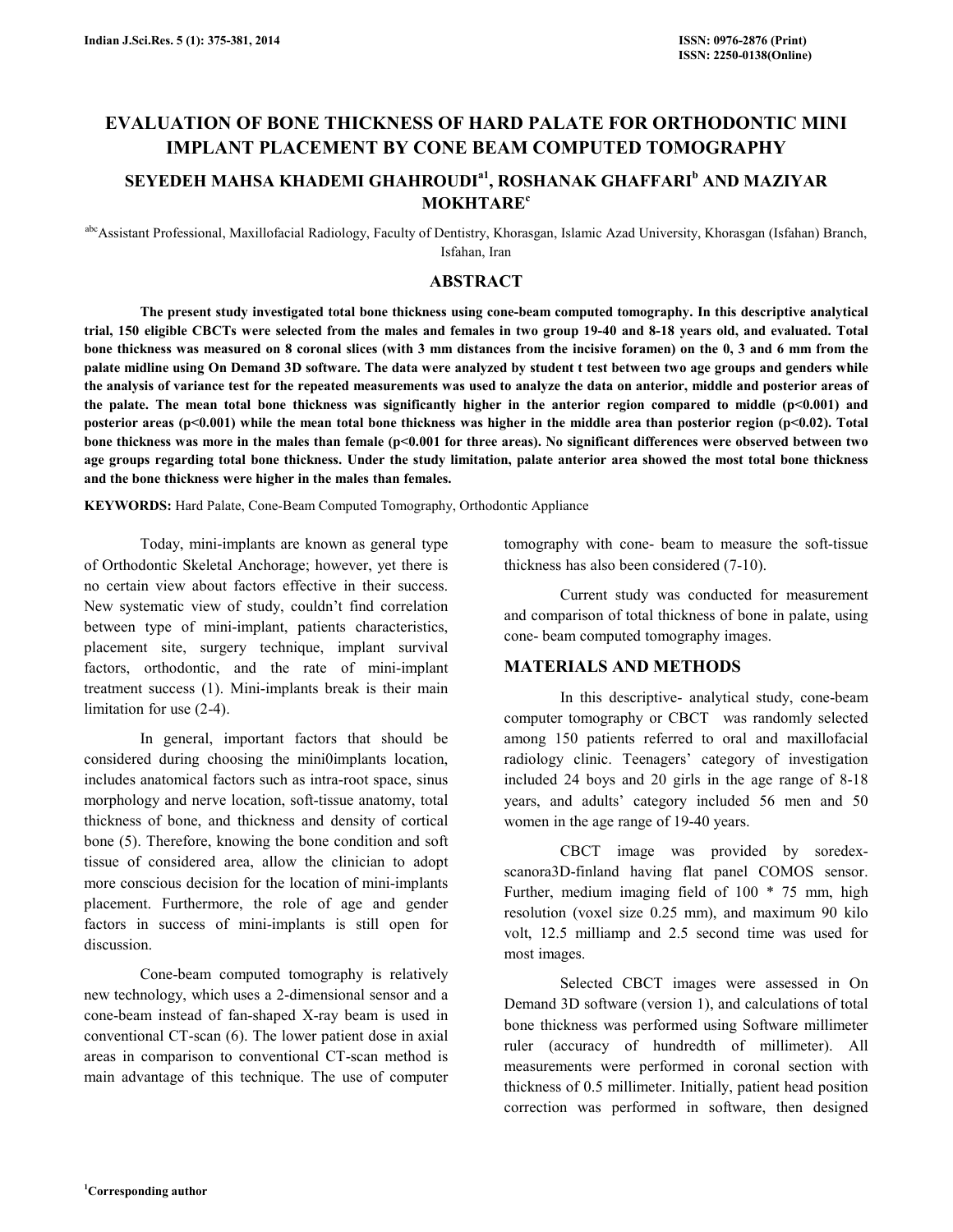# EVALUATION OF BONE THICKNESS OF HARD PALATE FOR ORTHODONTIC MINI IMPLANT PLACEMENT BY CONE BEAM COMPUTED TOMOGRAPHY

## SEYEDEH MAHSA KHADEMI GHAHROUDI[a1], ROSHANAK GHAFFARI[b] AND MAZIYAR MOKHTARE[c]

[abc]Assistant Professional, Maxillofacial Radiology, Faculty of Dentistry, Khorasgan, Islamic Azad University, Khorasgan (Isfahan) Branch, Isfahan, Iran

## ABSTRACT

**The present study investigated total bone thickness using cone-beam computed tomography. In this descriptive analytical trial, 150 eligible CBCTs were selected from the males and females in two group 19-40 and 8-18 years old, and evaluated. Total bone thickness was measured on 8 coronal slices (with 3 mm distances from the incisive foramen) on the 0, 3 and 6 mm from the palate midline using On Demand 3D software. The data were analyzed by student t test between two age groups and genders while the analysis of variance test for the repeated measurements was used to analyze the data on anterior, middle and posterior areas of the palate. The mean total bone thickness was significantly higher in the anterior region compared to middle ($p<0.001$) and posterior areas ($p<0.001$) while the mean total bone thickness was higher in the middle area than posterior region ($p<0.02$). Total bone thickness was more in the males than female ($p<0.001$ for three areas). No significant differences were observed between two age groups regarding total bone thickness. Under the study limitation, palate anterior area showed the most total bone thickness and the bone thickness were higher in the males than females.**

**KEYWORDS:** Hard Palate, Cone-Beam Computed Tomography, Orthodontic Appliance

Today, mini-implants are known as general type of Orthodontic Skeletal Anchorage; however, yet there is no certain view about factors effective in their success. New systematic view of study, couldn't find correlation between type of mini-implant, patients characteristics, placement site, surgery technique, implant survival factors, orthodontic, and the rate of mini-implant treatment success (1). Mini-implants break is their main limitation for use (2-4).

In general, important factors that should be considered during choosing the mini0implants location, includes anatomical factors such as intra-root space, sinus morphology and nerve location, soft-tissue anatomy, total thickness of bone, and thickness and density of cortical bone (5). Therefore, knowing the bone condition and soft tissue of considered area, allow the clinician to adopt more conscious decision for the location of mini-implants placement. Furthermore, the role of age and gender factors in success of mini-implants is still open for discussion.

Cone-beam computed tomography is relatively new technology, which uses a 2-dimensional sensor and a cone-beam instead of fan-shaped X-ray beam is used in conventional CT-scan (6). The lower patient dose in axial areas in comparison to conventional CT-scan method is main advantage of this technique. The use of computer tomography with cone- beam to measure the soft-tissue thickness has also been considered (7-10).

Current study was conducted for measurement and comparison of total thickness of bone in palate, using cone- beam computed tomography images.

## MATERIALS AND METHODS

In this descriptive- analytical study, cone-beam computer tomography or CBCT was randomly selected among 150 patients referred to oral and maxillofacial radiology clinic. Teenagers' category of investigation included 24 boys and 20 girls in the age range of 8-18 years, and adults' category included 56 men and 50 women in the age range of 19-40 years.

CBCT image was provided by soredex-scanora3D-finland having flat panel COMOS sensor. Further, medium imaging field of 100 * 75 mm, high resolution (voxel size 0.25 mm), and maximum 90 kilo volt, 12.5 milliamp and 2.5 second time was used for most images.

Selected CBCT images were assessed in On Demand 3D software (version 1), and calculations of total bone thickness was performed using Software millimeter ruler (accuracy of hundredth of millimeter). All measurements were performed in coronal section with thickness of 0.5 millimeter. Initially, patient head position correction was performed in software, then designed

[1]Corresponding author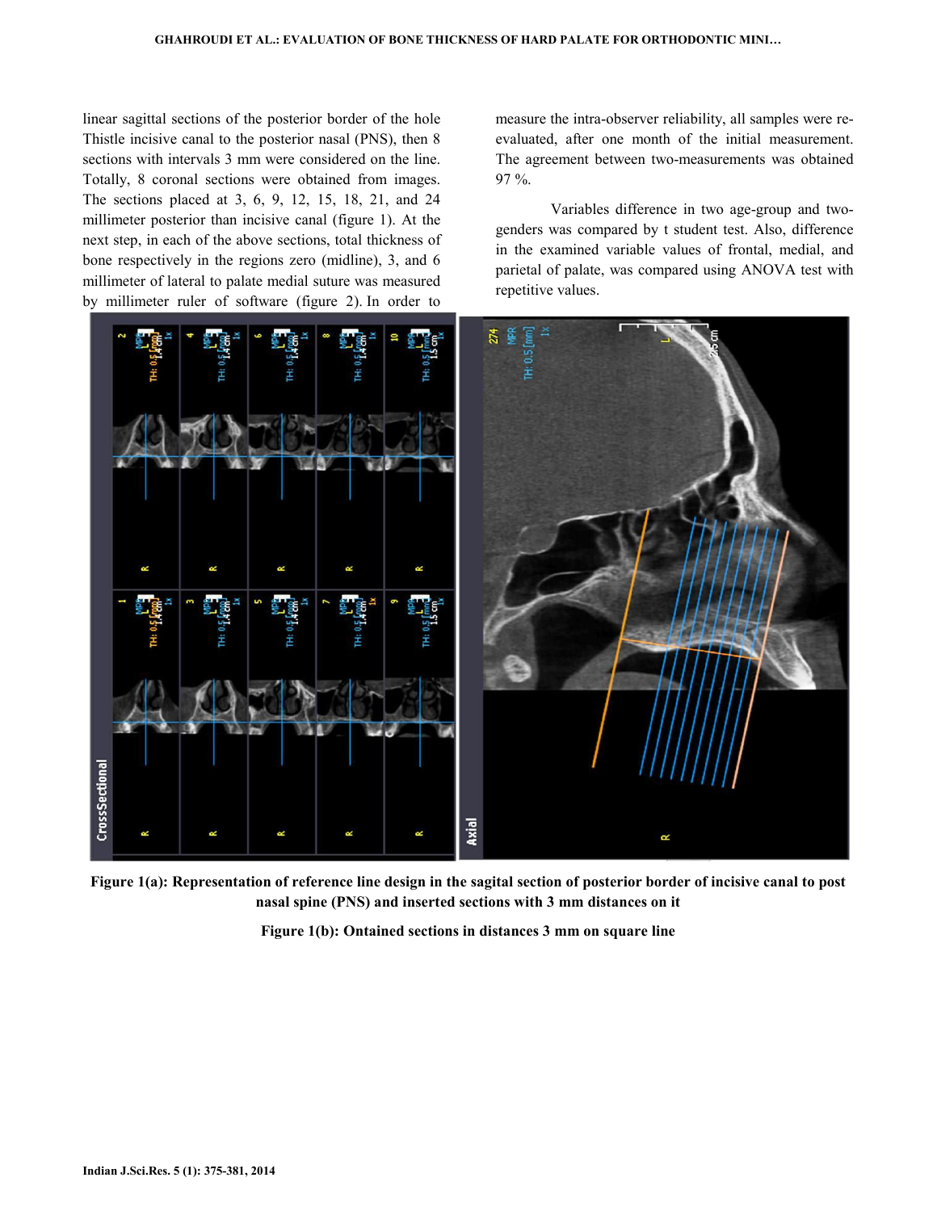linear sagittal sections of the posterior border of the hole Thistle incisive canal to the posterior nasal (PNS), then 8 sections with intervals 3 mm were considered on the line. Totally, 8 coronal sections were obtained from images. The sections placed at 3, 6, 9, 12, 15, 18, 21, and 24 millimeter posterior than incisive canal (figure 1). At the next step, in each of the above sections, total thickness of bone respectively in the regions zero (midline), 3, and 6 millimeter of lateral to palate medial suture was measured by millimeter ruler of software (figure 2). In order to measure the intra-observer reliability, all samples were re-evaluated, after one month of the initial measurement. The agreement between two-measurements was obtained 97 %.

Variables difference in two age-group and two-genders was compared by t student test. Also, difference in the examined variable values of frontal, medial, and parietal of palate, was compared using ANOVA test with repetitive values.

**Figure 1(a): Representation of reference line design in the sagital section of posterior border of incisive canal to post nasal spine (PNS) and inserted sections with 3 mm distances on it**

**Figure 1(b): Ontained sections in distances 3 mm on square line**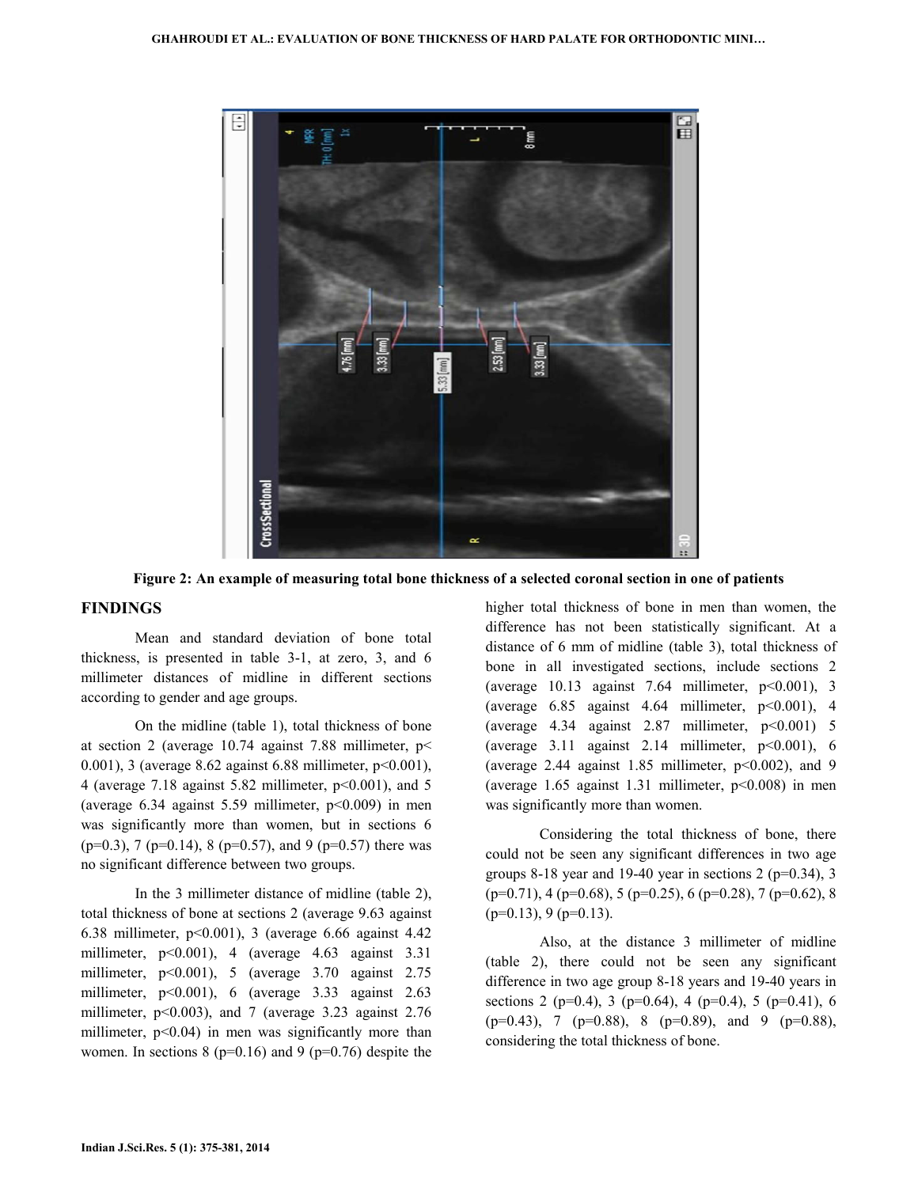Figure 2: An example of measuring total bone thickness of a selected coronal section in one of patients

## FINDINGS

Mean and standard deviation of bone total thickness, is presented in table 3-1, at zero, 3, and 6 millimeter distances of midline in different sections according to gender and age groups.

On the midline (table 1), total thickness of bone at section 2 (average 10.74 against 7.88 millimeter, $p< 0.001$), 3 (average 8.62 against 6.88 millimeter, $p<0.001$), 4 (average 7.18 against 5.82 millimeter, $p<0.001$), and 5 (average 6.34 against 5.59 millimeter, $p<0.009$) in men was significantly more than women, but in sections 6 ($p=0.3$), 7 ($p=0.14$), 8 ($p=0.57$), and 9 ($p=0.57$) there was no significant difference between two groups.

In the 3 millimeter distance of midline (table 2), total thickness of bone at sections 2 (average 9.63 against 6.38 millimeter, $p<0.001$), 3 (average 6.66 against 4.42 millimeter, $p<0.001$), 4 (average 4.63 against 3.31 millimeter, $p<0.001$), 5 (average 3.70 against 2.75 millimeter, $p<0.001$), 6 (average 3.33 against 2.63 millimeter, $p<0.003$), and 7 (average 3.23 against 2.76 millimeter, $p<0.04$) in men was significantly more than women. In sections 8 ($p=0.16$) and 9 ($p=0.76$) despite the higher total thickness of bone in men than women, the difference has not been statistically significant. At a distance of 6 mm of midline (table 3), total thickness of bone in all investigated sections, include sections 2 (average 10.13 against 7.64 millimeter, $p<0.001$), 3 (average 6.85 against 4.64 millimeter, $p<0.001$), 4 (average 4.34 against 2.87 millimeter, $p<0.001$) 5 (average 3.11 against 2.14 millimeter, $p<0.001$), 6 (average 2.44 against 1.85 millimeter, $p<0.002$), and 9 (average 1.65 against 1.31 millimeter, $p<0.008$) in men was significantly more than women.

Considering the total thickness of bone, there could not be seen any significant differences in two age groups 8-18 year and 19-40 year in sections 2 ($p=0.34$), 3 ($p=0.71$), 4 ($p=0.68$), 5 ($p=0.25$), 6 ($p=0.28$), 7 ($p=0.62$), 8 ($p=0.13$), 9 ($p=0.13$).

Also, at the distance 3 millimeter of midline (table 2), there could not be seen any significant difference in two age group 8-18 years and 19-40 years in sections 2 ($p=0.4$), 3 ($p=0.64$), 4 ($p=0.4$), 5 ($p=0.41$), 6 ($p=0.43$), 7 ($p=0.88$), 8 ($p=0.89$), and 9 ($p=0.88$), considering the total thickness of bone.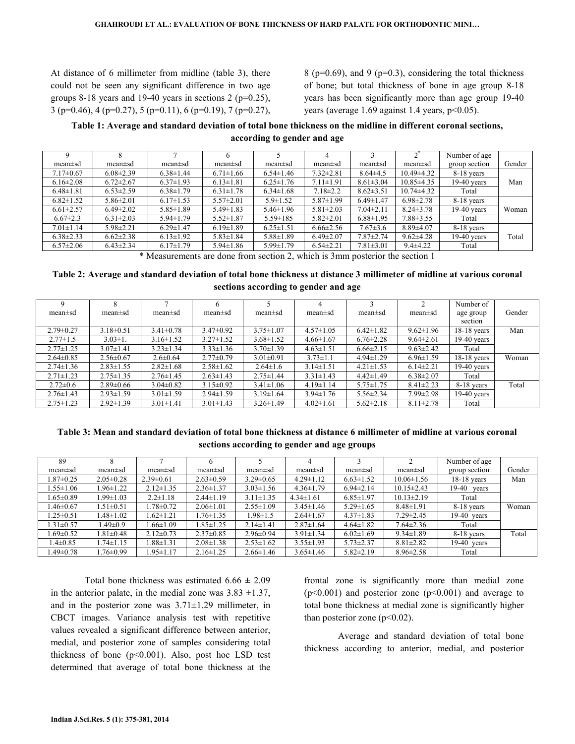At distance of 6 millimeter from midline (table 3), there could not be seen any significant difference in two age groups 8-18 years and 19-40 years in sections 2 (p=0.25), 3 (p=0.46), 4 (p=0.27), 5 (p=0.11), 6 (p=0.19), 7 (p=0.27), 8 (p=0.69), and 9 (p=0.3), considering the total thickness of bone; but total thickness of bone in age group 8-18 years has been significantly more than age group 19-40 years (average 1.69 against 1.4 years, p<0.05).

**Table 1: Average and standard deviation of total bone thickness on the midline in different coronal sections, according to gender and age**

| 9 mean±sd | 8 mean±sd | 7 mean±sd | 6 mean±sd | 5 mean±sd | 4 mean±sd | 3 mean±sd | 2* mean±sd | Number of age group section | Gender |
|---|---|---|---|---|---|---|---|---|---|
| 7.17±0.67 | 6.08±2.39 | 6.38±1.44 | 6.71±1.66 | 6.54±1.46 | 7.32±2.81 | 8.64±4.5 | 10.49±4.32 | 8-18 years | Man |
| 6.16±2.08 | 6.72±2.67 | 6.37±1.93 | 6.13±1.81 | 6.25±1.76 | 7.11±1.91 | 8.61±3.04 | 10.85±4.35 | 19-40 years | |
| 6.48±1.81 | 6.53±2.59 | 6.38±1.79 | 6.31±1.78 | 6.34±1.68 | 7.18±2.2 | 8.62±3.51 | 10.74±4.32 | Total | |
| 6.82±1.52 | 5.86±2.01 | 6.17±1.53 | 5.57±2.01 | 5.9±1.52 | 5.87±1.99 | 6.49±1.47 | 6.98±2.78 | 8-18 years | Woman |
| 6.61±2.57 | 6.49±2.02 | 5.85±1.89 | 5.49±1.83 | 5.46±1.96 | 5.81±2.03 | 7.04±2.11 | 8.24±3.78 | 19-40 years | |
| 6.67±2.3 | 6.31±2.03 | 5.94±1.79 | 5.52±1.87 | 5.59±185 | 5.82±2.01 | 6.88±1.95 | 7.88±3.55 | Total | |
| 7.01±1.14 | 5.98±2.21 | 6.29±1.47 | 6.19±1.89 | 6.25±1.51 | 6.66±2.56 | 7.67±3.6 | 8.89±4.07 | 8-18 years | Total |
| 6.38±2.33 | 6.62±2.38 | 6.13±1.92 | 5.83±1.84 | 5.88±1.89 | 6.49±2.07 | 7.87±2.74 | 9.62±4.28 | 19-40 years | |
| 6.57±2.06 | 6.43±2.34 | 6.17±1.79 | 5.94±1.86 | 5.99±1.79 | 6.54±2.21 | 7.81±3.01 | 9.4±4.22 | Total | |

* Measurements are done from section 2, which is 3mm posterior the section 1

**Table 2: Average and standard deviation of total bone thickness at distance 3 millimeter of midline at various coronal sections according to gender and age**

| 9 mean±sd | 8 mean±sd | 7 mean±sd | 6 mean±sd | 5 mean±sd | 4 mean±sd | 3 mean±sd | 2 mean±sd | Number of age group section | Gender |
|---|---|---|---|---|---|---|---|---|---|
| 2.79±0.27 | 3.18±0.51 | 3.41±0.78 | 3.47±0.92 | 3.75±1.07 | 4.57±1.05 | 6.42±1.82 | 9.62±1.96 | 18-18 years | Man |
| 2.77±1.5 | 3.03±1. | 3.16±1.52 | 3.27±1.52 | 3.68±1.52 | 4.66±1.67 | 6.76±2.28 | 9.64±2.61 | 19-40 years | |
| 2.77±1.25 | 3.07±1.41 | 3.23±1.34 | 3.33±1.36 | 3.70±1.39 | 4.63±1.51 | 6.66±2.15 | 9.63±2.42 | Total | |
| 2.64±0.85 | 2.56±0.67 | 2.6±0.64 | 2.77±0.79 | 3.01±0.91 | 3.73±1.1 | 4.94±1.29 | 6.96±1.59 | 18-18 years | Woman |
| 2.74±1.36 | 2.83±1.55 | 2.82±1.68 | 2.58±1.62 | 2.64±1.6 | 3.14±1.51 | 4.21±1.53 | 6.14±2.21 | 19-40 years | |
| 2.71±1.23 | 2.75±1.35 | 2.76±1.45 | 2.63±1.43 | 2.75±1.44 | 3.31±1.43 | 4.42±1.49 | 6.38±2.07 | Total | |
| 2.72±0.6 | 2.89±0.66 | 3.04±0.82 | 3.15±0.92 | 3.41±1.06 | 4.19±1.14 | 5.75±1.75 | 8.41±2.23 | 8-18 years | Total |
| 2.76±1.43 | 2.93±1.59 | 3.01±1.59 | 2.94±1.59 | 3.19±1.64 | 3.94±1.76 | 5.56±2.34 | 7.99±2.98 | 19-40 years | |
| 2.75±1.23 | 2.92±1.39 | 3.01±1.41 | 3.01±1.43 | 3.26±1.49 | 4.02±1.61 | 5.62±2.18 | 8.11±2.78 | Total | |

**Table 3: Mean and standard deviation of total bone thickness at distance 6 millimeter of midline at various coronal sections according to gender and age groups**

| 89 mean±sd | 8 mean±sd | 7 mean±sd | 6 mean±sd | 5 mean±sd | 4 mean±sd | 3 mean±sd | 2 mean±sd | Number of age group section | Gender |
|---|---|---|---|---|---|---|---|---|---|
| 1.87±0.25 | 2.05±0.28 | 2.39±0.61 | 2.63±0.59 | 3.29±0.65 | 4.29±1.12 | 6.63±1.52 | 10.06±1.56 | 18-18 years | Man |
| 1.55±1.06 | 1.96±1.22 | 2.12±1.35 | 2.36±1.37 | 3.03±1.56 | 4.36±1.79 | 6.94±2.14 | 10.15±2.43 | 19-40 years | |
| 1.65±0.89 | 1.99±1.03 | 2.2±1.18 | 2.44±1.19 | 3.11±1.35 | 4.34±1.61 | 6.85±1.97 | 10.13±2.19 | Total | |
| 1.46±0.67 | 1.51±0.51 | 1.78±0.72 | 2.06±1.01 | 2.55±1.09 | 3.45±1.46 | 5.29±1.65 | 8.48±1.91 | 8-18 years | Woman |
| 1.25±0.51 | 1.48±1.02 | 1.62±1.21 | 1.76±1.35 | 1.98±1.5 | 2.64±1.67 | 4.37±1.83 | 7.29±2.45 | 19-40 years | |
| 1.31±0.57 | 1.49±0.9 | 1.66±1.09 | 1.85±1.25 | 2.14±1.41 | 2.87±1.64 | 4.64±1.82 | 7.64±2.36 | Total | |
| 1.69±0.52 | 1.81±0.48 | 2.12±0.73 | 2.37±0.85 | 2.96±0.94 | 3.91±1.34 | 6.02±1.69 | 9.34±1.89 | 8-18 years | Total |
| 1.4±0.85 | 1.74±1.15 | 1.88±1.31 | 2.08±1.38 | 2.53±1.62 | 3.55±1.93 | 5.73±2.37 | 8.81±2.82 | 19-40 years | |
| 1.49±0.78 | 1.76±0.99 | 1.95±1.17 | 2.16±1.25 | 2.66±1.46 | 3.65±1.46 | 5.82±2.19 | 8.96±2.58 | Total | |

Total bone thickness was estimated 6.66 ± 2.09 in the anterior palate, in the medial zone was 3.83 ±1.37, and in the posterior zone was 3.71±1.29 millimeter, in CBCT images. Variance analysis test with repetitive values revealed a significant difference between anterior, medial, and posterior zone of samples considering total thickness of bone (p<0.001). Also, post hoc LSD test determined that average of total bone thickness at the frontal zone is significantly more than medial zone (p<0.001) and posterior zone (p<0.001) and average to total bone thickness at medial zone is significantly higher than posterior zone (p<0.02).

Average and standard deviation of total bone thickness according to anterior, medial, and posterior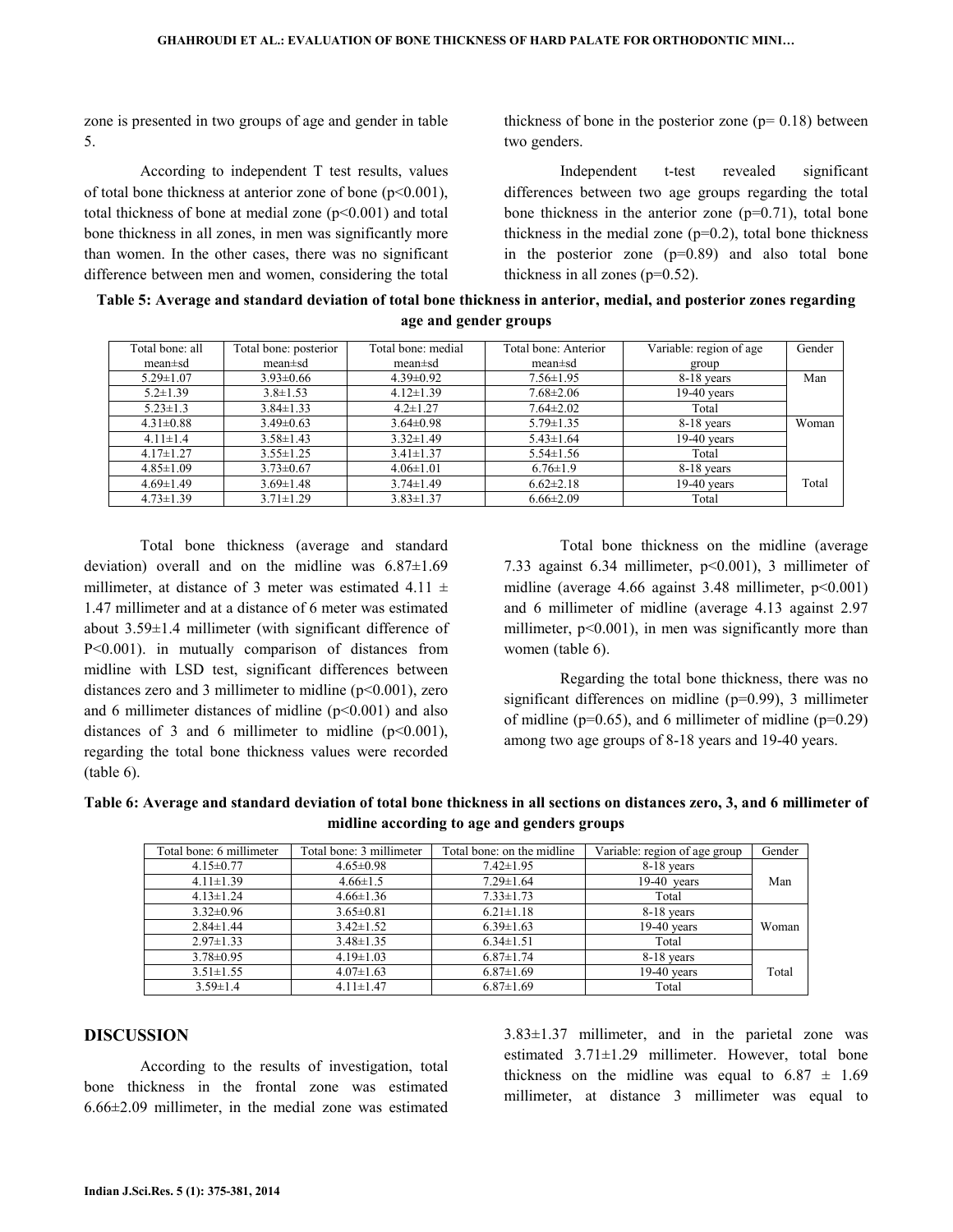zone is presented in two groups of age and gender in table 5.

According to independent T test results, values of total bone thickness at anterior zone of bone (p<0.001), total thickness of bone at medial zone (p<0.001) and total bone thickness in all zones, in men was significantly more than women. In the other cases, there was no significant difference between men and women, considering the total thickness of bone in the posterior zone (p= 0.18) between two genders.

Independent t-test revealed significant differences between two age groups regarding the total bone thickness in the anterior zone (p=0.71), total bone thickness in the medial zone (p=0.2), total bone thickness in the posterior zone (p=0.89) and also total bone thickness in all zones (p=0.52).

**Table 5: Average and standard deviation of total bone thickness in anterior, medial, and posterior zones regarding age and gender groups**

| Total bone: all mean±sd | Total bone: posterior mean±sd | Total bone: medial mean±sd | Total bone: Anterior mean±sd | Variable: region of age group | Gender |
|---|---|---|---|---|---|
| 5.29±1.07 | 3.93±0.66 | 4.39±0.92 | 7.56±1.95 | 8-18 years | Man |
| 5.2±1.39 | 3.8±1.53 | 4.12±1.39 | 7.68±2.06 | 19-40 years | |
| 5.23±1.3 | 3.84±1.33 | 4.2±1.27 | 7.64±2.02 | Total | |
| 4.31±0.88 | 3.49±0.63 | 3.64±0.98 | 5.79±1.35 | 8-18 years | Woman |
| 4.11±1.4 | 3.58±1.43 | 3.32±1.49 | 5.43±1.64 | 19-40 years | |
| 4.17±1.27 | 3.55±1.25 | 3.41±1.37 | 5.54±1.56 | Total | |
| 4.85±1.09 | 3.73±0.67 | 4.06±1.01 | 6.76±1.9 | 8-18 years | Total |
| 4.69±1.49 | 3.69±1.48 | 3.74±1.49 | 6.62±2.18 | 19-40 years | |
| 4.73±1.39 | 3.71±1.29 | 3.83±1.37 | 6.66±2.09 | Total | |

Total bone thickness (average and standard deviation) overall and on the midline was 6.87±1.69 millimeter, at distance of 3 meter was estimated 4.11 ± 1.47 millimeter and at a distance of 6 meter was estimated about 3.59±1.4 millimeter (with significant difference of P<0.001). in mutually comparison of distances from midline with LSD test, significant differences between distances zero and 3 millimeter to midline (p<0.001), zero and 6 millimeter distances of midline (p<0.001) and also distances of 3 and 6 millimeter to midline (p<0.001), regarding the total bone thickness values were recorded (table 6).

Total bone thickness on the midline (average 7.33 against 6.34 millimeter, p<0.001), 3 millimeter of midline (average 4.66 against 3.48 millimeter, p<0.001) and 6 millimeter of midline (average 4.13 against 2.97 millimeter, p<0.001), in men was significantly more than women (table 6).

Regarding the total bone thickness, there was no significant differences on midline (p=0.99), 3 millimeter of midline (p=0.65), and 6 millimeter of midline (p=0.29) among two age groups of 8-18 years and 19-40 years.

**Table 6: Average and standard deviation of total bone thickness in all sections on distances zero, 3, and 6 millimeter of midline according to age and genders groups**

| Total bone: 6 millimeter | Total bone: 3 millimeter | Total bone: on the midline | Variable: region of age group | Gender |
|---|---|---|---|---|
| 4.15±0.77 | 4.65±0.98 | 7.42±1.95 | 8-18 years | Man |
| 4.11±1.39 | 4.66±1.5 | 7.29±1.64 | 19-40 years | |
| 4.13±1.24 | 4.66±1.36 | 7.33±1.73 | Total | |
| 3.32±0.96 | 3.65±0.81 | 6.21±1.18 | 8-18 years | Woman |
| 2.84±1.44 | 3.42±1.52 | 6.39±1.63 | 19-40 years | |
| 2.97±1.33 | 3.48±1.35 | 6.34±1.51 | Total | |
| 3.78±0.95 | 4.19±1.03 | 6.87±1.74 | 8-18 years | Total |
| 3.51±1.55 | 4.07±1.63 | 6.87±1.69 | 19-40 years | |
| 3.59±1.4 | 4.11±1.47 | 6.87±1.69 | Total | |

## DISCUSSION

According to the results of investigation, total bone thickness in the frontal zone was estimated 6.66±2.09 millimeter, in the medial zone was estimated 3.83±1.37 millimeter, and in the parietal zone was estimated 3.71±1.29 millimeter. However, total bone thickness on the midline was equal to 6.87 ± 1.69 millimeter, at distance 3 millimeter was equal to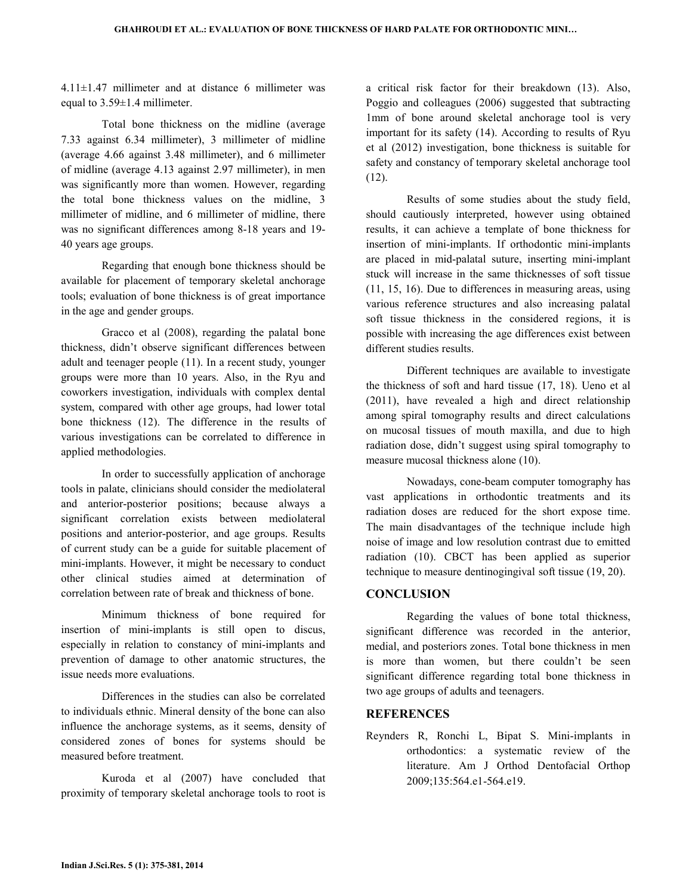4.11±1.47 millimeter and at distance 6 millimeter was equal to 3.59±1.4 millimeter.

Total bone thickness on the midline (average 7.33 against 6.34 millimeter), 3 millimeter of midline (average 4.66 against 3.48 millimeter), and 6 millimeter of midline (average 4.13 against 2.97 millimeter), in men was significantly more than women. However, regarding the total bone thickness values on the midline, 3 millimeter of midline, and 6 millimeter of midline, there was no significant differences among 8-18 years and 19-40 years age groups.

Regarding that enough bone thickness should be available for placement of temporary skeletal anchorage tools; evaluation of bone thickness is of great importance in the age and gender groups.

Gracco et al (2008), regarding the palatal bone thickness, didn't observe significant differences between adult and teenager people (11). In a recent study, younger groups were more than 10 years. Also, in the Ryu and coworkers investigation, individuals with complex dental system, compared with other age groups, had lower total bone thickness (12). The difference in the results of various investigations can be correlated to difference in applied methodologies.

In order to successfully application of anchorage tools in palate, clinicians should consider the mediolateral and anterior-posterior positions; because always a significant correlation exists between mediolateral positions and anterior-posterior, and age groups. Results of current study can be a guide for suitable placement of mini-implants. However, it might be necessary to conduct other clinical studies aimed at determination of correlation between rate of break and thickness of bone.

Minimum thickness of bone required for insertion of mini-implants is still open to discus, especially in relation to constancy of mini-implants and prevention of damage to other anatomic structures, the issue needs more evaluations.

Differences in the studies can also be correlated to individuals ethnic. Mineral density of the bone can also influence the anchorage systems, as it seems, density of considered zones of bones for systems should be measured before treatment.

Kuroda et al (2007) have concluded that proximity of temporary skeletal anchorage tools to root is a critical risk factor for their breakdown (13). Also, Poggio and colleagues (2006) suggested that subtracting 1mm of bone around skeletal anchorage tool is very important for its safety (14). According to results of Ryu et al (2012) investigation, bone thickness is suitable for safety and constancy of temporary skeletal anchorage tool (12).

Results of some studies about the study field, should cautiously interpreted, however using obtained results, it can achieve a template of bone thickness for insertion of mini-implants. If orthodontic mini-implants are placed in mid-palatal suture, inserting mini-implant stuck will increase in the same thicknesses of soft tissue (11, 15, 16). Due to differences in measuring areas, using various reference structures and also increasing palatal soft tissue thickness in the considered regions, it is possible with increasing the age differences exist between different studies results.

Different techniques are available to investigate the thickness of soft and hard tissue (17, 18). Ueno et al (2011), have revealed a high and direct relationship among spiral tomography results and direct calculations on mucosal tissues of mouth maxilla, and due to high radiation dose, didn't suggest using spiral tomography to measure mucosal thickness alone (10).

Nowadays, cone-beam computer tomography has vast applications in orthodontic treatments and its radiation doses are reduced for the short expose time. The main disadvantages of the technique include high noise of image and low resolution contrast due to emitted radiation (10). CBCT has been applied as superior technique to measure dentinogingival soft tissue (19, 20).

## CONCLUSION

Regarding the values of bone total thickness, significant difference was recorded in the anterior, medial, and posteriors zones. Total bone thickness in men is more than women, but there couldn't be seen significant difference regarding total bone thickness in two age groups of adults and teenagers.

## REFERENCES

Reynders R, Ronchi L, Bipat S. Mini-implants in orthodontics: a systematic review of the literature. Am J Orthod Dentofacial Orthop 2009;135:564.e1-564.e19.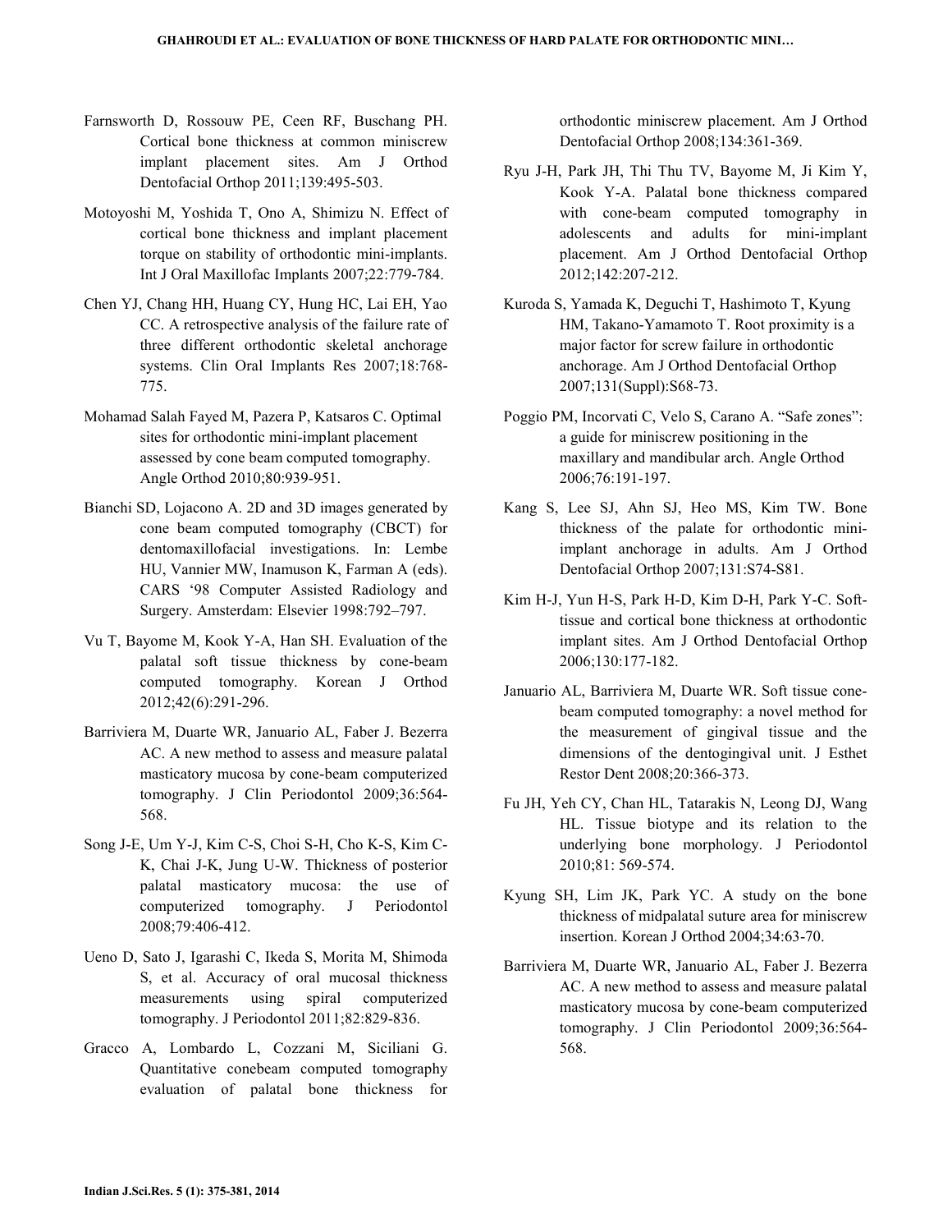Farnsworth D, Rossouw PE, Ceen RF, Buschang PH. Cortical bone thickness at common miniscrew implant placement sites. Am J Orthod Dentofacial Orthop 2011;139:495-503.

Motoyoshi M, Yoshida T, Ono A, Shimizu N. Effect of cortical bone thickness and implant placement torque on stability of orthodontic mini-implants. Int J Oral Maxillofac Implants 2007;22:779-784.

Chen YJ, Chang HH, Huang CY, Hung HC, Lai EH, Yao CC. A retrospective analysis of the failure rate of three different orthodontic skeletal anchorage systems. Clin Oral Implants Res 2007;18:768-775.

Mohamad Salah Fayed M, Pazera P, Katsaros C. Optimal sites for orthodontic mini-implant placement assessed by cone beam computed tomography. Angle Orthod 2010;80:939-951.

Bianchi SD, Lojacono A. 2D and 3D images generated by cone beam computed tomography (CBCT) for dentomaxillofacial investigations. In: Lembe HU, Vannier MW, Inamuson K, Farman A (eds). CARS '98 Computer Assisted Radiology and Surgery. Amsterdam: Elsevier 1998:792–797.

Vu T, Bayome M, Kook Y-A, Han SH. Evaluation of the palatal soft tissue thickness by cone-beam computed tomography. Korean J Orthod 2012;42(6):291-296.

Barriviera M, Duarte WR, Januario AL, Faber J. Bezerra AC. A new method to assess and measure palatal masticatory mucosa by cone-beam computerized tomography. J Clin Periodontol 2009;36:564-568.

Song J-E, Um Y-J, Kim C-S, Choi S-H, Cho K-S, Kim C-K, Chai J-K, Jung U-W. Thickness of posterior palatal masticatory mucosa: the use of computerized tomography. J Periodontol 2008;79:406-412.

Ueno D, Sato J, Igarashi C, Ikeda S, Morita M, Shimoda S, et al. Accuracy of oral mucosal thickness measurements using spiral computerized tomography. J Periodontol 2011;82:829-836.

Gracco A, Lombardo L, Cozzani M, Siciliani G. Quantitative conebeam computed tomography evaluation of palatal bone thickness for orthodontic miniscrew placement. Am J Orthod Dentofacial Orthop 2008;134:361-369.

Ryu J-H, Park JH, Thi Thu TV, Bayome M, Ji Kim Y, Kook Y-A. Palatal bone thickness compared with cone-beam computed tomography in adolescents and adults for mini-implant placement. Am J Orthod Dentofacial Orthop 2012;142:207-212.

Kuroda S, Yamada K, Deguchi T, Hashimoto T, Kyung HM, Takano-Yamamoto T. Root proximity is a major factor for screw failure in orthodontic anchorage. Am J Orthod Dentofacial Orthop 2007;131(Suppl):S68-73.

Poggio PM, Incorvati C, Velo S, Carano A. "Safe zones": a guide for miniscrew positioning in the maxillary and mandibular arch. Angle Orthod 2006;76:191-197.

Kang S, Lee SJ, Ahn SJ, Heo MS, Kim TW. Bone thickness of the palate for orthodontic mini-implant anchorage in adults. Am J Orthod Dentofacial Orthop 2007;131:S74-S81.

Kim H-J, Yun H-S, Park H-D, Kim D-H, Park Y-C. Soft-tissue and cortical bone thickness at orthodontic implant sites. Am J Orthod Dentofacial Orthop 2006;130:177-182.

Januario AL, Barriviera M, Duarte WR. Soft tissue cone-beam computed tomography: a novel method for the measurement of gingival tissue and the dimensions of the dentogingival unit. J Esthet Restor Dent 2008;20:366-373.

Fu JH, Yeh CY, Chan HL, Tatarakis N, Leong DJ, Wang HL. Tissue biotype and its relation to the underlying bone morphology. J Periodontol 2010;81: 569-574.

Kyung SH, Lim JK, Park YC. A study on the bone thickness of midpalatal suture area for miniscrew insertion. Korean J Orthod 2004;34:63-70.

Barriviera M, Duarte WR, Januario AL, Faber J. Bezerra AC. A new method to assess and measure palatal masticatory mucosa by cone-beam computerized tomography. J Clin Periodontol 2009;36:564-568.